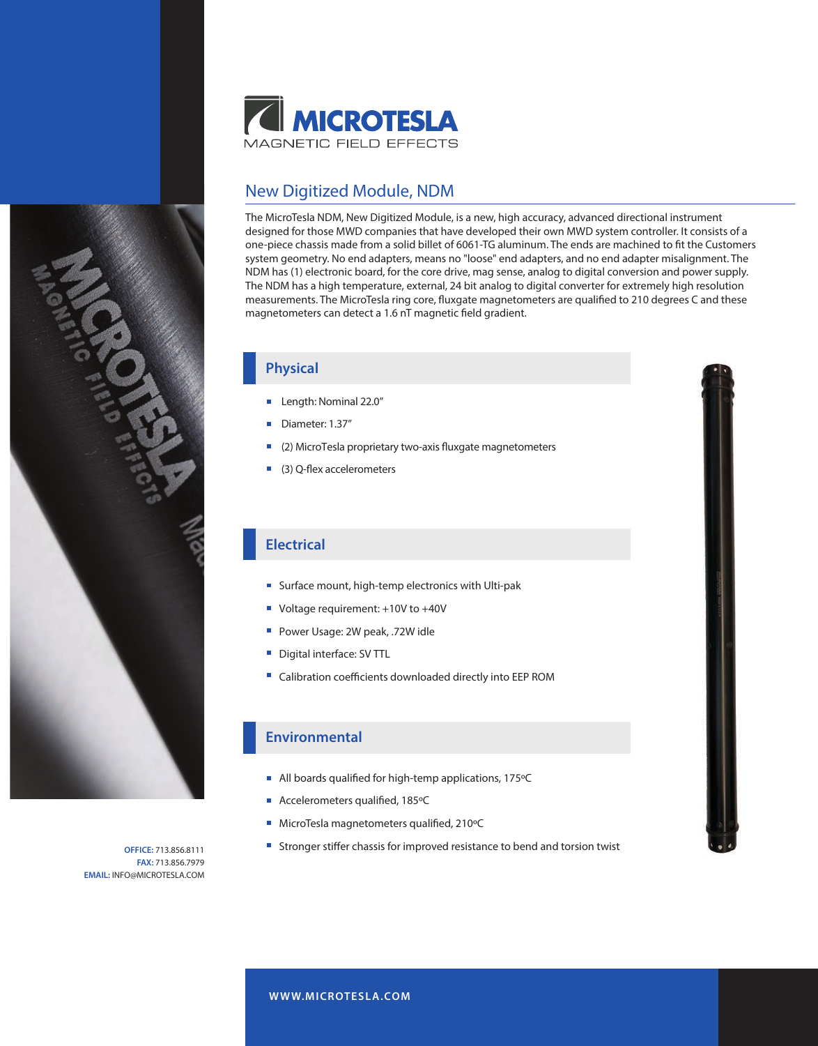# MICROTESLA

MAGNETIC FIELD EFFECTS

## New Digitized Module, NDM

The MicroTesla NDM, New Digitized Module, is a new, high accuracy, advanced directional instrument designed for those MWD companies that have developed their own MWD system controller. It consists of a one-piece chassis made from a solid billet of 6061-TG aluminum. The ends are machined to fit the Customers system geometry. No end adapters, means no "loose" end adapters, and no end adapter misalignment. The NDM has (1) electronic board, for the core drive, mag sense, analog to digital conversion and power supply. The NDM has a high temperature, external, 24 bit analog to digital converter for extremely high resolution measurements. The MicroTesla ring core, fluxgate magnetometers are qualified to 210 degrees C and these magnetometers can detect a 1.6 nT magnetic field gradient.

### Physical

- Length: Nominal 22.0"
- Diameter: 1.37"
- (2) MicroTesla proprietary two-axis fluxgate magnetometers
- (3) Q-flex accelerometers

### Electrical

- Surface mount, high-temp electronics with Ulti-pak
- Voltage requirement: +10V to +40V
- Power Usage: 2W peak, .72W idle
- Digital interface: SV TTL
- Calibration coefficients downloaded directly into EEP ROM

### Environmental

- All boards qualified for high-temp applications, 175ºC
- Accelerometers qualified, 185ºC
- MicroTesla magnetometers qualified, 210ºC
- Stronger stiffer chassis for improved resistance to bend and torsion twist

**OFFICE:** 713.856.8111
**FAX:** 713.856.7979
**EMAIL:** INFO@MICROTESLA.COM

WWW.MICROTESLA.COM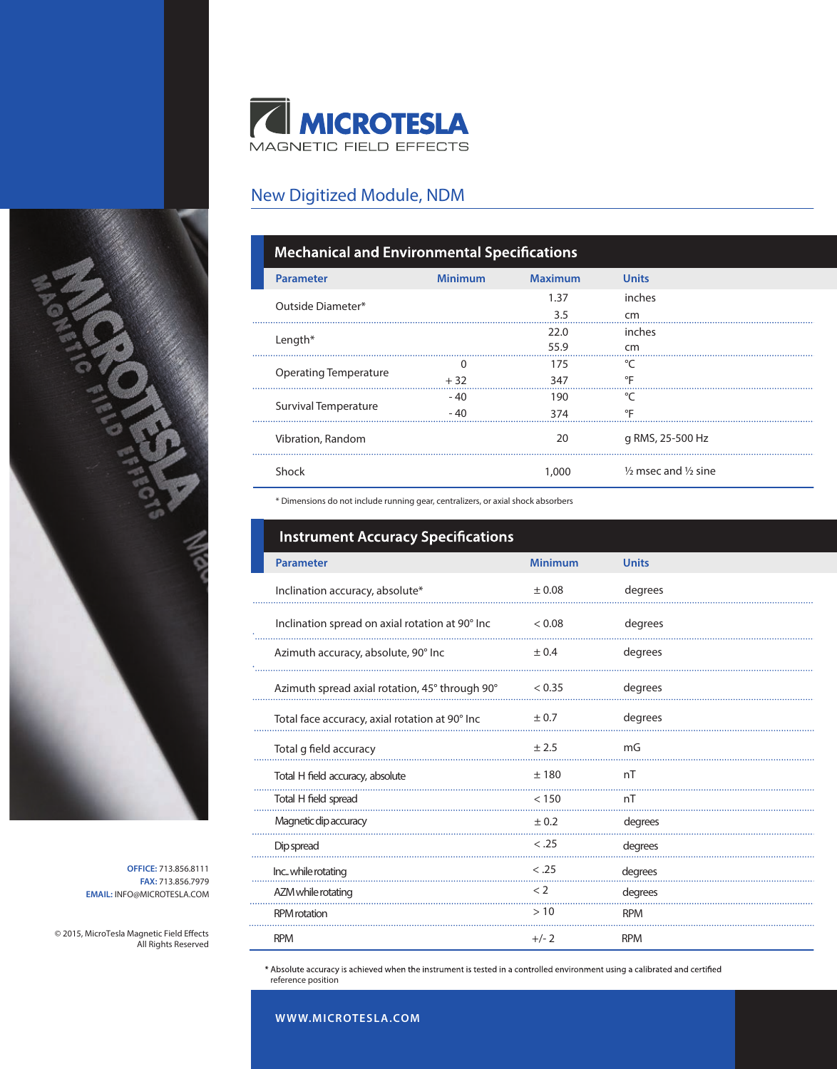# MICROTESLA

MAGNETIC FIELD EFFECTS

## New Digitized Module, NDM

### Mechanical and Environmental Specifications

| Parameter | Minimum | Maximum | Units |
|---|---|---|---|
| Outside Diameter* | | 1.37 | inches |
| | | 3.5 | cm |
| Length* | | 22.0 | inches |
| | | 55.9 | cm |
| Operating Temperature | 0 | 175 | °C |
| | + 32 | 347 | °F |
| Survival Temperature | - 40 | 190 | °C |
| | - 40 | 374 | °F |
| Vibration, Random | | 20 | g RMS, 25-500 Hz |
| Shock | | 1,000 | ½ msec and ½ sine |

\* Dimensions do not include running gear, centralizers, or axial shock absorbers

### Instrument Accuracy Specifications

| Parameter | Minimum | Units |
|---|---|---|
| Inclination accuracy, absolute* | ± 0.08 | degrees |
| Inclination spread on axial rotation at 90° Inc | < 0.08 | degrees |
| Azimuth accuracy, absolute, 90° Inc | ± 0.4 | degrees |
| Azimuth spread axial rotation, 45° through 90° | < 0.35 | degrees |
| Total face accuracy, axial rotation at 90° Inc | ± 0.7 | degrees |
| Total g field accuracy | ± 2.5 | mG |
| Total H field accuracy, absolute | ± 180 | nT |
| Total H field spread | < 150 | nT |
| Magnetic dip accuracy | ± 0.2 | degrees |
| Dip spread | < .25 | degrees |
| Inc. while rotating | < .25 | degrees |
| AZM while rotating | < 2 | degrees |
| RPM rotation | > 10 | RPM |
| RPM | +/- 2 | RPM |

\* Absolute accuracy is achieved when the instrument is tested in a controlled environment using a calibrated and certified reference position

**OFFICE:** 713.856.8111
**FAX:** 713.856.7979
**EMAIL:** INFO@MICROTESLA.COM

© 2015, MicroTesla Magnetic Field Effects
All Rights Reserved

WWW.MICROTESLA.COM